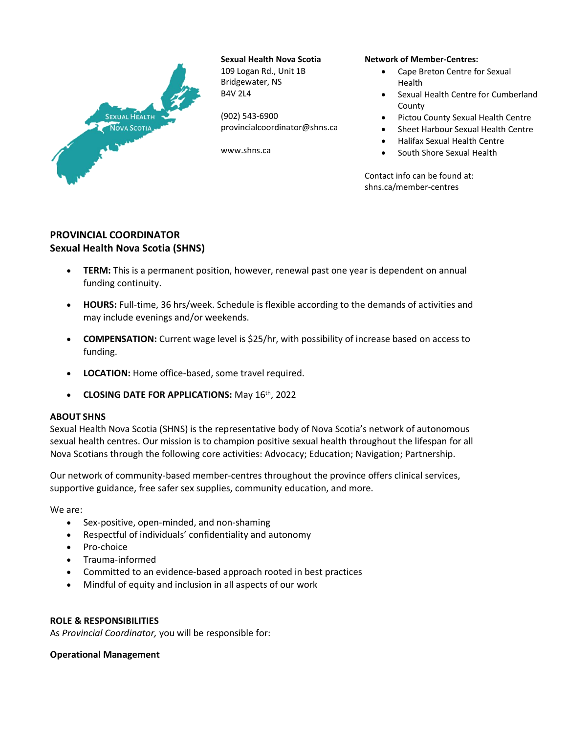**Sexual Health Nova Scotia**
109 Logan Rd., Unit 1B
Bridgewater, NS
B4V 2L4

(902) 543-6900
provincialcoordinator@shns.ca

www.shns.ca

**Network of Member-Centres:**

- Cape Breton Centre for Sexual Health
- Sexual Health Centre for Cumberland County
- Pictou County Sexual Health Centre
- Sheet Harbour Sexual Health Centre
- Halifax Sexual Health Centre
- South Shore Sexual Health

Contact info can be found at: shns.ca/member-centres

## PROVINCIAL COORDINATOR
## Sexual Health Nova Scotia (SHNS)

- **TERM:** This is a permanent position, however, renewal past one year is dependent on annual funding continuity.
- **HOURS:** Full-time, 36 hrs/week. Schedule is flexible according to the demands of activities and may include evenings and/or weekends.
- **COMPENSATION:** Current wage level is $25/hr, with possibility of increase based on access to funding.
- **LOCATION:** Home office-based, some travel required.
- **CLOSING DATE FOR APPLICATIONS:** May 16th, 2022

### ABOUT SHNS

Sexual Health Nova Scotia (SHNS) is the representative body of Nova Scotia's network of autonomous sexual health centres. Our mission is to champion positive sexual health throughout the lifespan for all Nova Scotians through the following core activities: Advocacy; Education; Navigation; Partnership.

Our network of community-based member-centres throughout the province offers clinical services, supportive guidance, free safer sex supplies, community education, and more.

We are:

- Sex-positive, open-minded, and non-shaming
- Respectful of individuals' confidentiality and autonomy
- Pro-choice
- Trauma-informed
- Committed to an evidence-based approach rooted in best practices
- Mindful of equity and inclusion in all aspects of our work

### ROLE & RESPONSIBILITIES

As *Provincial Coordinator,* you will be responsible for:

**Operational Management**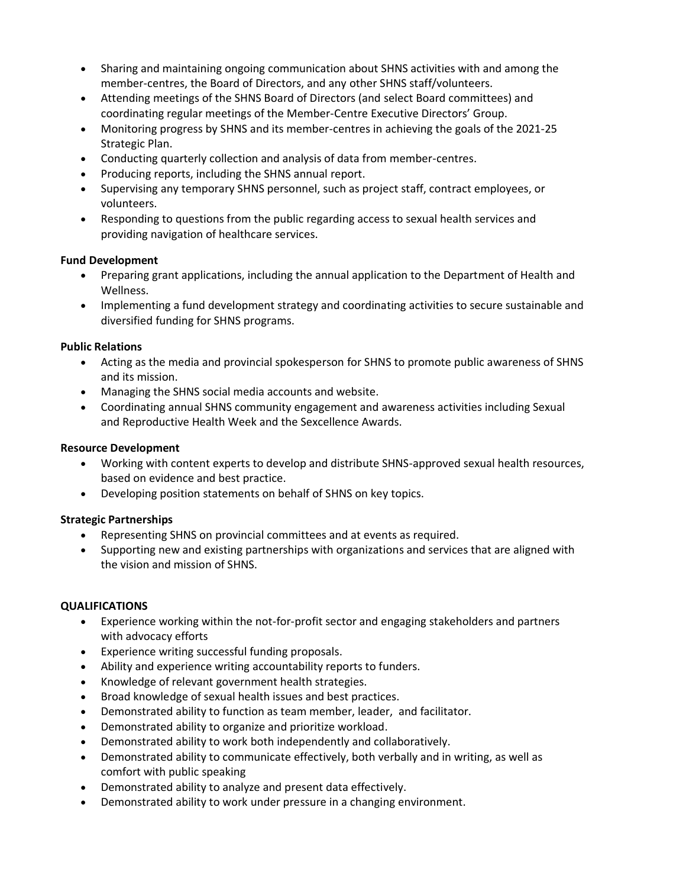- Sharing and maintaining ongoing communication about SHNS activities with and among the member-centres, the Board of Directors, and any other SHNS staff/volunteers.
- Attending meetings of the SHNS Board of Directors (and select Board committees) and coordinating regular meetings of the Member-Centre Executive Directors' Group.
- Monitoring progress by SHNS and its member-centres in achieving the goals of the 2021-25 Strategic Plan.
- Conducting quarterly collection and analysis of data from member-centres.
- Producing reports, including the SHNS annual report.
- Supervising any temporary SHNS personnel, such as project staff, contract employees, or volunteers.
- Responding to questions from the public regarding access to sexual health services and providing navigation of healthcare services.

**Fund Development**

- Preparing grant applications, including the annual application to the Department of Health and Wellness.
- Implementing a fund development strategy and coordinating activities to secure sustainable and diversified funding for SHNS programs.

**Public Relations**

- Acting as the media and provincial spokesperson for SHNS to promote public awareness of SHNS and its mission.
- Managing the SHNS social media accounts and website.
- Coordinating annual SHNS community engagement and awareness activities including Sexual and Reproductive Health Week and the Sexcellence Awards.

**Resource Development**

- Working with content experts to develop and distribute SHNS-approved sexual health resources, based on evidence and best practice.
- Developing position statements on behalf of SHNS on key topics.

**Strategic Partnerships**

- Representing SHNS on provincial committees and at events as required.
- Supporting new and existing partnerships with organizations and services that are aligned with the vision and mission of SHNS.

**QUALIFICATIONS**

- Experience working within the not-for-profit sector and engaging stakeholders and partners with advocacy efforts
- Experience writing successful funding proposals.
- Ability and experience writing accountability reports to funders.
- Knowledge of relevant government health strategies.
- Broad knowledge of sexual health issues and best practices.
- Demonstrated ability to function as team member, leader, and facilitator.
- Demonstrated ability to organize and prioritize workload.
- Demonstrated ability to work both independently and collaboratively.
- Demonstrated ability to communicate effectively, both verbally and in writing, as well as comfort with public speaking
- Demonstrated ability to analyze and present data effectively.
- Demonstrated ability to work under pressure in a changing environment.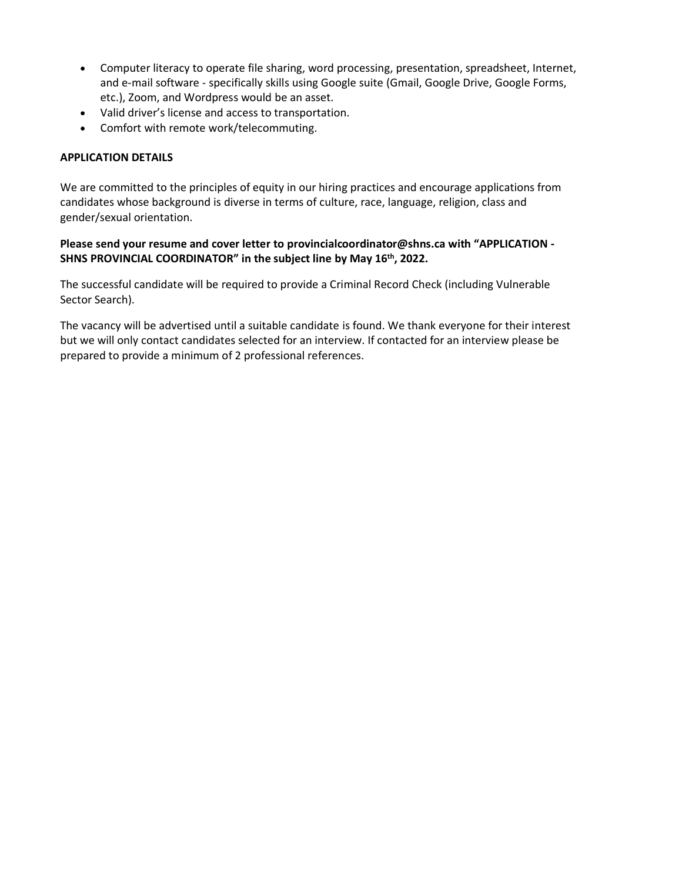- Computer literacy to operate file sharing, word processing, presentation, spreadsheet, Internet, and e-mail software - specifically skills using Google suite (Gmail, Google Drive, Google Forms, etc.), Zoom, and Wordpress would be an asset.
- Valid driver's license and access to transportation.
- Comfort with remote work/telecommuting.

**APPLICATION DETAILS**

We are committed to the principles of equity in our hiring practices and encourage applications from candidates whose background is diverse in terms of culture, race, language, religion, class and gender/sexual orientation.

**Please send your resume and cover letter to provincialcoordinator@shns.ca with "APPLICATION - SHNS PROVINCIAL COORDINATOR" in the subject line by May 16th, 2022.**

The successful candidate will be required to provide a Criminal Record Check (including Vulnerable Sector Search).

The vacancy will be advertised until a suitable candidate is found. We thank everyone for their interest but we will only contact candidates selected for an interview. If contacted for an interview please be prepared to provide a minimum of 2 professional references.